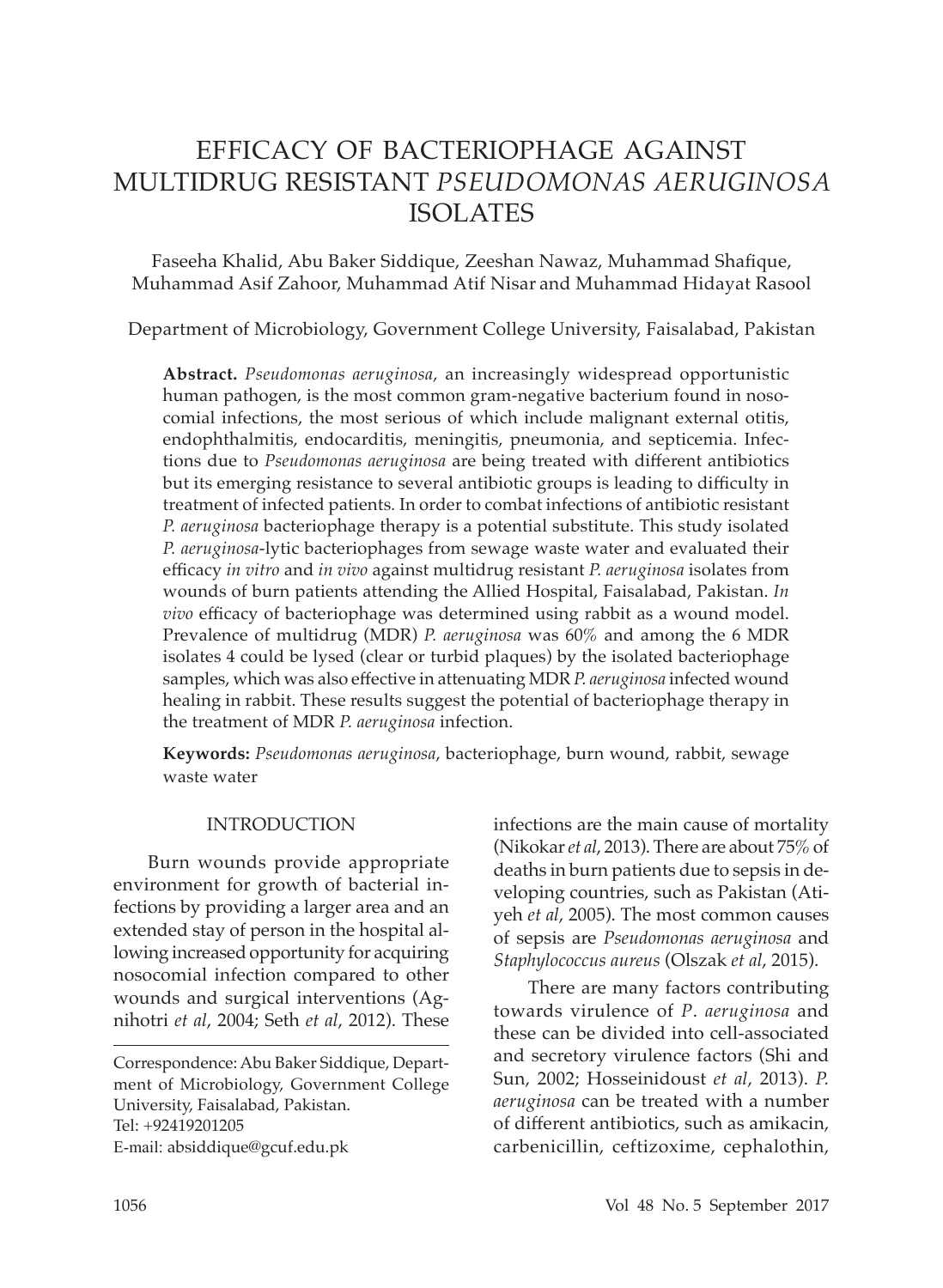# EFFICACY OF BACTERIOPHAGE AGAINST MULTIDRUG RESISTANT *PSEUDOMONAS AERUGINOSA* ISOLATES

Faseeha Khalid, Abu Baker Siddique, Zeeshan Nawaz, Muhammad Shafique, Muhammad Asif Zahoor, Muhammad Atif Nisar and Muhammad Hidayat Rasool

Department of Microbiology, Government College University, Faisalabad, Pakistan

**Abstract.** *Pseudomonas aeruginosa*, an increasingly widespread opportunistic human pathogen, is the most common gram-negative bacterium found in nosocomial infections, the most serious of which include malignant external otitis, endophthalmitis, endocarditis, meningitis, pneumonia, and septicemia. Infections due to *Pseudomonas aeruginosa* are being treated with different antibiotics but its emerging resistance to several antibiotic groups is leading to difficulty in treatment of infected patients. In order to combat infections of antibiotic resistant *P. aeruginosa* bacteriophage therapy is a potential substitute. This study isolated *P. aeruginosa*-lytic bacteriophages from sewage waste water and evaluated their efficacy *in vitro* and *in vivo* against multidrug resistant *P. aeruginosa* isolates from wounds of burn patients attending the Allied Hospital, Faisalabad, Pakistan. *In vivo* efficacy of bacteriophage was determined using rabbit as a wound model. Prevalence of multidrug (MDR) *P. aeruginosa* was 60% and among the 6 MDR isolates 4 could be lysed (clear or turbid plaques) by the isolated bacteriophage samples, which was also effective in attenuating MDR *P. aeruginosa* infected wound healing in rabbit. These results suggest the potential of bacteriophage therapy in the treatment of MDR *P. aeruginosa* infection.

**Keywords:** *Pseudomonas aeruginosa*, bacteriophage, burn wound, rabbit, sewage waste water

## INTRODUCTION

Burn wounds provide appropriate environment for growth of bacterial infections by providing a larger area and an extended stay of person in the hospital allowing increased opportunity for acquiring nosocomial infection compared to other wounds and surgical interventions (Agnihotri *et al*, 2004; Seth *et al*, 2012). These infections are the main cause of mortality (Nikokar *et al*, 2013). There are about 75% of deaths in burn patients due to sepsis in developing countries, such as Pakistan (Atiyeh *et al*, 2005). The most common causes of sepsis are *Pseudomonas aeruginosa* and *Staphylococcus aureus* (Olszak *et al*, 2015).

There are many factors contributing towards virulence of *P. aeruginosa* and these can be divided into cell-associated and secretory virulence factors (Shi and Sun, 2002; Hosseinidoust *et al*, 2013). *P. aeruginosa* can be treated with a number of different antibiotics, such as amikacin, carbenicillin, ceftizoxime, cephalothin,

Correspondence: Abu Baker Siddique, Department of Microbiology, Government College University, Faisalabad, Pakistan.
Tel: +92419201205
E-mail: absiddique@gcuf.edu.pk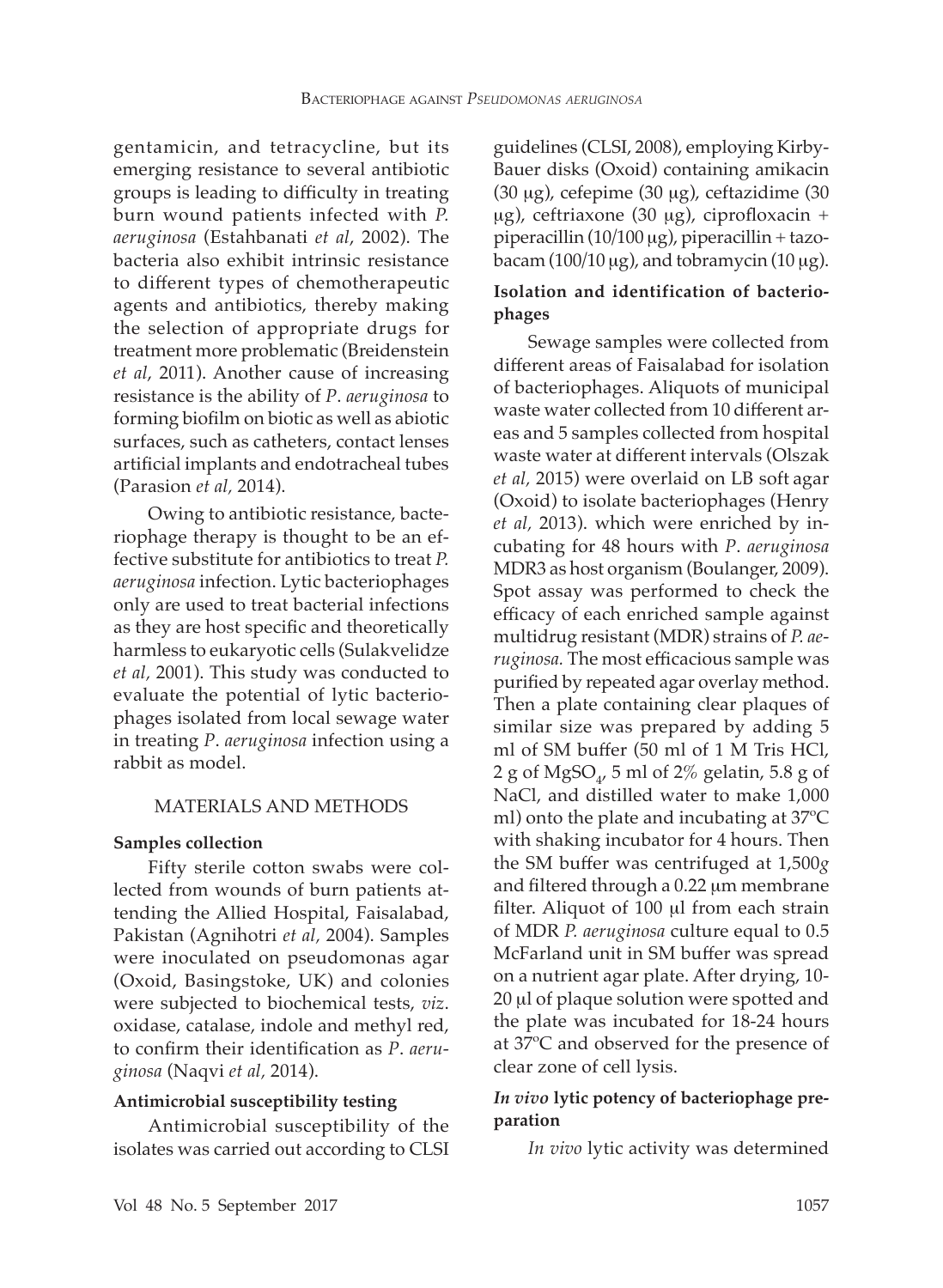gentamicin, and tetracycline, but its emerging resistance to several antibiotic groups is leading to difficulty in treating burn wound patients infected with *P. aeruginosa* (Estahbanati *et al*, 2002). The bacteria also exhibit intrinsic resistance to different types of chemotherapeutic agents and antibiotics, thereby making the selection of appropriate drugs for treatment more problematic (Breidenstein *et al*, 2011). Another cause of increasing resistance is the ability of *P. aeruginosa* to forming biofilm on biotic as well as abiotic surfaces, such as catheters, contact lenses artificial implants and endotracheal tubes (Parasion *et al,* 2014).

Owing to antibiotic resistance, bacteriophage therapy is thought to be an effective substitute for antibiotics to treat *P. aeruginosa* infection. Lytic bacteriophages only are used to treat bacterial infections as they are host specific and theoretically harmless to eukaryotic cells (Sulakvelidze *et al,* 2001). This study was conducted to evaluate the potential of lytic bacteriophages isolated from local sewage water in treating *P. aeruginosa* infection using a rabbit as model.

## MATERIALS AND METHODS

**Samples collection**

Fifty sterile cotton swabs were collected from wounds of burn patients attending the Allied Hospital, Faisalabad, Pakistan (Agnihotri *et al,* 2004). Samples were inoculated on pseudomonas agar (Oxoid, Basingstoke, UK) and colonies were subjected to biochemical tests, *viz*. oxidase, catalase, indole and methyl red, to confirm their identification as *P. aeruginosa* (Naqvi *et al,* 2014).

**Antimicrobial susceptibility testing**

Antimicrobial susceptibility of the isolates was carried out according to CLSI guidelines (CLSI, 2008), employing Kirby-Bauer disks (Oxoid) containing amikacin (30 μg), cefepime (30 μg), ceftazidime (30 μg), ceftriaxone (30 μg), ciprofloxacin + piperacillin (10/100 μg), piperacillin + tazobacam (100/10 μg), and tobramycin (10 μg).

**Isolation and identification of bacteriophages**

Sewage samples were collected from different areas of Faisalabad for isolation of bacteriophages. Aliquots of municipal waste water collected from 10 different areas and 5 samples collected from hospital waste water at different intervals (Olszak *et al,* 2015) were overlaid on LB soft agar (Oxoid) to isolate bacteriophages (Henry *et al,* 2013). which were enriched by incubating for 48 hours with *P. aeruginosa* MDR3 as host organism (Boulanger, 2009). Spot assay was performed to check the efficacy of each enriched sample against multidrug resistant (MDR) strains of *P. aeruginosa.* The most efficacious sample was purified by repeated agar overlay method. Then a plate containing clear plaques of similar size was prepared by adding 5 ml of SM buffer (50 ml of 1 M Tris HCl, 2 g of $MgSO_4$, 5 ml of 2% gelatin, 5.8 g of NaCl, and distilled water to make 1,000 ml) onto the plate and incubating at 37ºC with shaking incubator for 4 hours. Then the SM buffer was centrifuged at 1,500*g* and filtered through a 0.22 μm membrane filter. Aliquot of 100 μl from each strain of MDR *P. aeruginosa* culture equal to 0.5 McFarland unit in SM buffer was spread on a nutrient agar plate. After drying, 10-20 μl of plaque solution were spotted and the plate was incubated for 18-24 hours at 37ºC and observed for the presence of clear zone of cell lysis.

***In vivo* lytic potency of bacteriophage preparation**

*In vivo* lytic activity was determined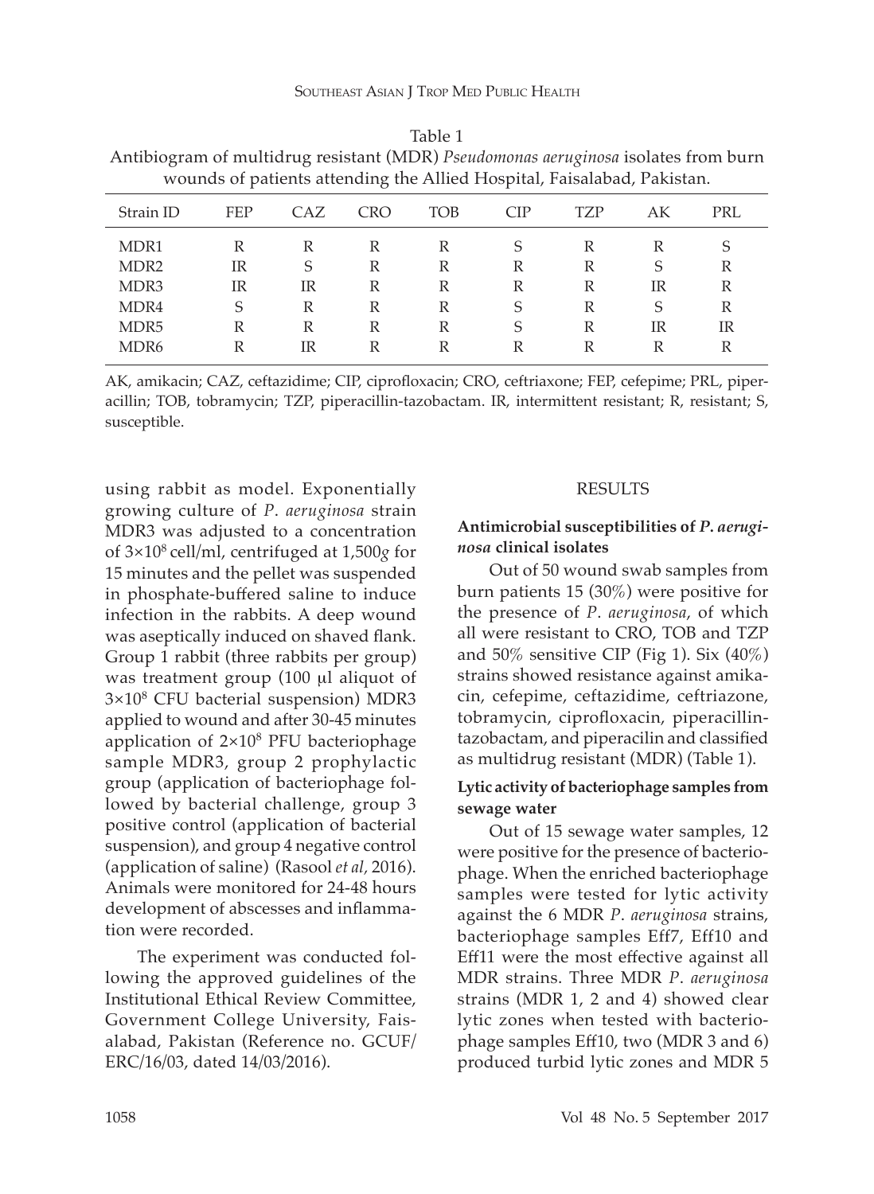Table 1
Antibiogram of multidrug resistant (MDR) *Pseudomonas aeruginosa* isolates from burn wounds of patients attending the Allied Hospital, Faisalabad, Pakistan.

| Strain ID | FEP | CAZ | CRO | TOB | CIP | TZP | AK | PRL |
|---|---|---|---|---|---|---|---|---|
| MDR1 | R | R | R | R | S | R | R | S |
| MDR2 | IR | S | R | R | R | R | S | R |
| MDR3 | IR | IR | R | R | R | R | IR | R |
| MDR4 | S | R | R | R | S | R | S | R |
| MDR5 | R | R | R | R | S | R | IR | IR |
| MDR6 | R | IR | R | R | R | R | R | R |

AK, amikacin; CAZ, ceftazidime; CIP, ciprofloxacin; CRO, ceftriaxone; FEP, cefepime; PRL, piperacillin; TOB, tobramycin; TZP, piperacillin-tazobactam. IR, intermittent resistant; R, resistant; S, susceptible.

using rabbit as model. Exponentially growing culture of *P. aeruginosa* strain MDR3 was adjusted to a concentration of $3\times10^8$ cell/ml, centrifuged at 1,500*g* for 15 minutes and the pellet was suspended in phosphate-buffered saline to induce infection in the rabbits. A deep wound was aseptically induced on shaved flank. Group 1 rabbit (three rabbits per group) was treatment group (100 μl aliquot of $3\times10^8$ CFU bacterial suspension) MDR3 applied to wound and after 30-45 minutes application of $2\times10^8$ PFU bacteriophage sample MDR3, group 2 prophylactic group (application of bacteriophage followed by bacterial challenge, group 3 positive control (application of bacterial suspension), and group 4 negative control (application of saline) (Rasool *et al,* 2016). Animals were monitored for 24-48 hours development of abscesses and inflammation were recorded.

The experiment was conducted following the approved guidelines of the Institutional Ethical Review Committee, Government College University, Faisalabad, Pakistan (Reference no. GCUF/ERC/16/03, dated 14/03/2016).

## RESULTS

### Antimicrobial susceptibilities of *P. aeruginosa* clinical isolates

Out of 50 wound swab samples from burn patients 15 (30%) were positive for the presence of *P. aeruginosa*, of which all were resistant to CRO, TOB and TZP and 50% sensitive CIP (Fig 1). Six (40%) strains showed resistance against amikacin, cefepime, ceftazidime, ceftriazone, tobramycin, ciprofloxacin, piperacillin-tazobactam, and piperacilin and classified as multidrug resistant (MDR) (Table 1).

### Lytic activity of bacteriophage samples from sewage water

Out of 15 sewage water samples, 12 were positive for the presence of bacteriophage. When the enriched bacteriophage samples were tested for lytic activity against the 6 MDR *P. aeruginosa* strains, bacteriophage samples Eff7, Eff10 and Eff11 were the most effective against all MDR strains. Three MDR *P. aeruginosa* strains (MDR 1, 2 and 4) showed clear lytic zones when tested with bacteriophage samples Eff10, two (MDR 3 and 6) produced turbid lytic zones and MDR 5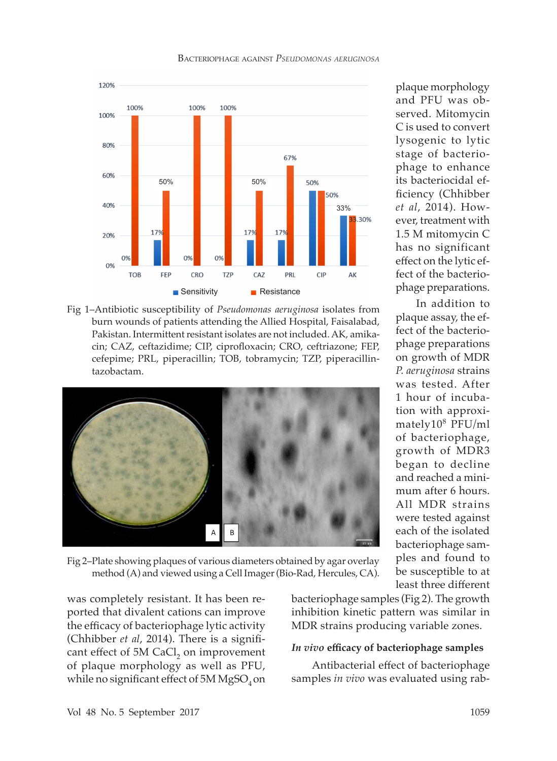Fig 1–Antibiotic susceptibility of *Pseudomonas aeruginosa* isolates from burn wounds of patients attending the Allied Hospital, Faisalabad, Pakistan. Intermittent resistant isolates are not included. AK, amikacin; CAZ, ceftazidime; CIP, ciprofloxacin; CRO, ceftriazone; FEP, cefepime; PRL, piperacillin; TOB, tobramycin; TZP, piperacillin-tazobactam.

Fig 2–Plate showing plaques of various diameters obtained by agar overlay method (A) and viewed using a Cell Imager (Bio-Rad, Hercules, CA).

was completely resistant. It has been reported that divalent cations can improve the efficacy of bacteriophage lytic activity (Chhibber *et al*, 2014). There is a significant effect of 5M $CaCl_2$ on improvement of plaque morphology as well as PFU, while no significant effect of 5M $MgSO_4$ on plaque morphology and PFU was observed. Mitomycin C is used to convert lysogenic to lytic stage of bacteriophage to enhance its bacteriocidal efficiency (Chhibber *et al*, 2014). However, treatment with 1.5 M mitomycin C has no significant effect on the lytic effect of the bacteriophage preparations.

In addition to plaque assay, the effect of the bacteriophage preparations on growth of MDR *P. aeruginosa* strains was tested. After 1 hour of incubation with approximately $10^8$ PFU/ml of bacteriophage, growth of MDR3 began to decline and reached a minimum after 6 hours. All MDR strains were tested against each of the isolated bacteriophage samples and found to be susceptible to at least three different bacteriophage samples (Fig 2). The growth inhibition kinetic pattern was similar in MDR strains producing variable zones.

### *In vivo* efficacy of bacteriophage samples

Antibacterial effect of bacteriophage samples *in vivo* was evaluated using rab-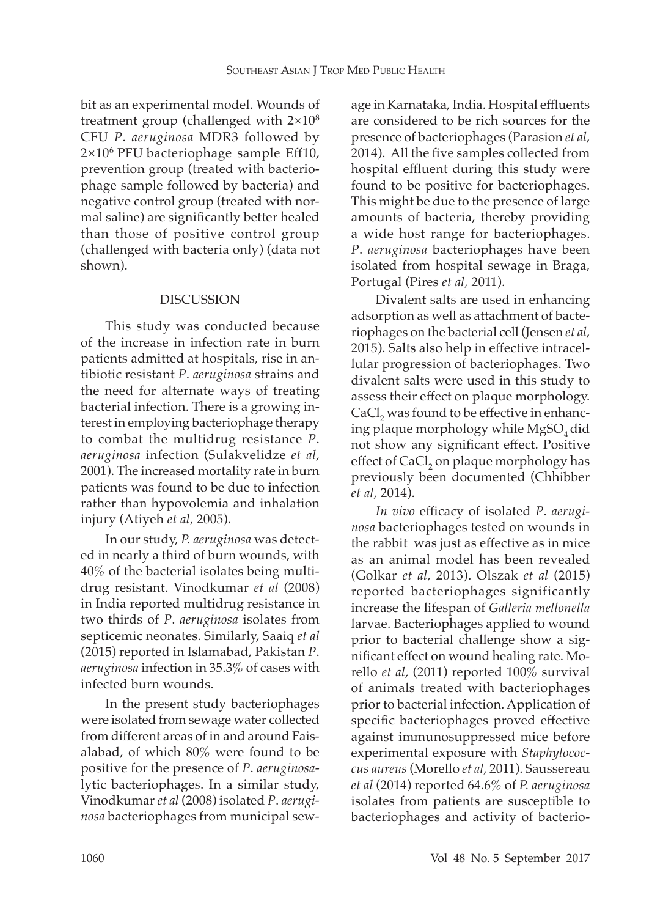bit as an experimental model. Wounds of treatment group (challenged with $2 \times 10^8$ CFU *P. aeruginosa* MDR3 followed by $2 \times 10^6$ PFU bacteriophage sample Eff10, prevention group (treated with bacteriophage sample followed by bacteria) and negative control group (treated with normal saline) are significantly better healed than those of positive control group (challenged with bacteria only) (data not shown).

## DISCUSSION

This study was conducted because of the increase in infection rate in burn patients admitted at hospitals, rise in antibiotic resistant *P. aeruginosa* strains and the need for alternate ways of treating bacterial infection. There is a growing interest in employing bacteriophage therapy to combat the multidrug resistance *P. aeruginosa* infection (Sulakvelidze *et al*, 2001). The increased mortality rate in burn patients was found to be due to infection rather than hypovolemia and inhalation injury (Atiyeh *et al*, 2005).

In our study, *P. aeruginosa* was detected in nearly a third of burn wounds, with 40% of the bacterial isolates being multidrug resistant. Vinodkumar *et al* (2008) in India reported multidrug resistance in two thirds of *P. aeruginosa* isolates from septicemic neonates. Similarly, Saaiq *et al* (2015) reported in Islamabad, Pakistan *P. aeruginosa* infection in 35.3% of cases with infected burn wounds.

In the present study bacteriophages were isolated from sewage water collected from different areas of in and around Faisalabad, of which 80% were found to be positive for the presence of *P. aeruginosa*-lytic bacteriophages. In a similar study, Vinodkumar *et al* (2008) isolated *P. aeruginosa* bacteriophages from municipal sewage in Karnataka, India. Hospital effluents are considered to be rich sources for the presence of bacteriophages (Parasion *et al*, 2014). All the five samples collected from hospital effluent during this study were found to be positive for bacteriophages. This might be due to the presence of large amounts of bacteria, thereby providing a wide host range for bacteriophages. *P. aeruginosa* bacteriophages have been isolated from hospital sewage in Braga, Portugal (Pires *et al*, 2011).

Divalent salts are used in enhancing adsorption as well as attachment of bacteriophages on the bacterial cell (Jensen *et al*, 2015). Salts also help in effective intracellular progression of bacteriophages. Two divalent salts were used in this study to assess their effect on plaque morphology. $CaCl_2$ was found to be effective in enhancing plaque morphology while $MgSO_4$ did not show any significant effect. Positive effect of $CaCl_2$ on plaque morphology has previously been documented (Chhibber *et al*, 2014).

*In vivo* efficacy of isolated *P. aeruginosa* bacteriophages tested on wounds in the rabbit was just as effective as in mice as an animal model has been revealed (Golkar *et al*, 2013). Olszak *et al* (2015) reported bacteriophages significantly increase the lifespan of *Galleria mellonella* larvae. Bacteriophages applied to wound prior to bacterial challenge show a significant effect on wound healing rate. Morello *et al*, (2011) reported 100% survival of animals treated with bacteriophages prior to bacterial infection. Application of specific bacteriophages proved effective against immunosuppressed mice before experimental exposure with *Staphylococcus aureus* (Morello *et al*, 2011). Saussereau *et al* (2014) reported 64.6% of *P. aeruginosa* isolates from patients are susceptible to bacteriophages and activity of bacterio-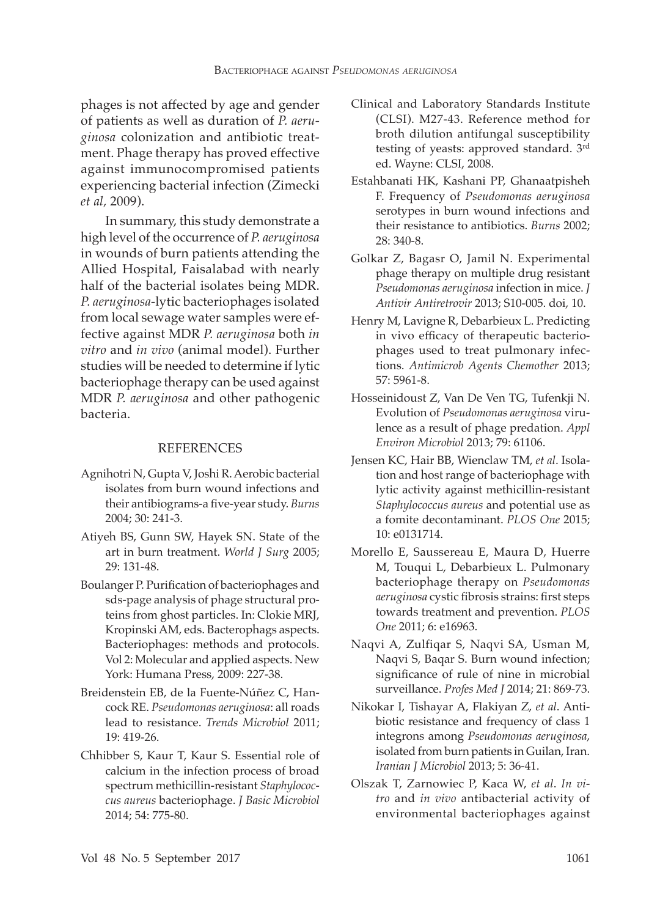phages is not affected by age and gender of patients as well as duration of *P. aeruginosa* colonization and antibiotic treatment. Phage therapy has proved effective against immunocompromised patients experiencing bacterial infection (Zimecki *et al*, 2009).

In summary, this study demonstrate a high level of the occurrence of *P. aeruginosa* in wounds of burn patients attending the Allied Hospital, Faisalabad with nearly half of the bacterial isolates being MDR. *P. aeruginosa*-lytic bacteriophages isolated from local sewage water samples were effective against MDR *P. aeruginosa* both *in vitro* and *in vivo* (animal model). Further studies will be needed to determine if lytic bacteriophage therapy can be used against MDR *P. aeruginosa* and other pathogenic bacteria.

## REFERENCES

Agnihotri N, Gupta V, Joshi R. Aerobic bacterial isolates from burn wound infections and their antibiograms-a five-year study. *Burns* 2004; 30: 241-3.

Atiyeh BS, Gunn SW, Hayek SN. State of the art in burn treatment. *World J Surg* 2005; 29: 131-48.

Boulanger P. Purification of bacteriophages and sds-page analysis of phage structural proteins from ghost particles. In: Clokie MRJ, Kropinski AM, eds. Bacterophags aspects. Bacteriophages: methods and protocols. Vol 2: Molecular and applied aspects. New York: Humana Press, 2009: 227-38.

Breidenstein EB, de la Fuente-Núñez C, Hancock RE. *Pseudomonas aeruginosa*: all roads lead to resistance. *Trends Microbiol* 2011; 19: 419-26.

Chhibber S, Kaur T, Kaur S. Essential role of calcium in the infection process of broad spectrum methicillin-resistant *Staphylococcus aureus* bacteriophage. *J Basic Microbiol* 2014; 54: 775-80.

Clinical and Laboratory Standards Institute (CLSI). M27-43. Reference method for broth dilution antifungal susceptibility testing of yeasts: approved standard. 3rd ed. Wayne: CLSI, 2008.

Estahbanati HK, Kashani PP, Ghanaatpisheh F. Frequency of *Pseudomonas aeruginosa* serotypes in burn wound infections and their resistance to antibiotics. *Burns* 2002; 28: 340-8.

Golkar Z, Bagasr O, Jamil N. Experimental phage therapy on multiple drug resistant *Pseudomonas aeruginosa* infection in mice. *J Antivir Antiretrovir* 2013; S10-005. doi, 10.

Henry M, Lavigne R, Debarbieux L. Predicting in vivo efficacy of therapeutic bacteriophages used to treat pulmonary infections. *Antimicrob Agents Chemother* 2013; 57: 5961-8.

Hosseinidoust Z, Van De Ven TG, Tufenkji N. Evolution of *Pseudomonas aeruginosa* virulence as a result of phage predation. *Appl Environ Microbiol* 2013; 79: 61106.

Jensen KC, Hair BB, Wienclaw TM, *et al*. Isolation and host range of bacteriophage with lytic activity against methicillin-resistant *Staphylococcus aureus* and potential use as a fomite decontaminant. *PLOS One* 2015; 10: e0131714.

Morello E, Saussereau E, Maura D, Huerre M, Touqui L, Debarbieux L. Pulmonary bacteriophage therapy on *Pseudomonas aeruginosa* cystic fibrosis strains: first steps towards treatment and prevention. *PLOS One* 2011; 6: e16963.

Naqvi A, Zulfiqar S, Naqvi SA, Usman M, Naqvi S, Baqar S. Burn wound infection; significance of rule of nine in microbial surveillance. *Profes Med J* 2014; 21: 869-73.

Nikokar I, Tishayar A, Flakiyan Z, *et al*. Antibiotic resistance and frequency of class 1 integrons among *Pseudomonas aeruginosa*, isolated from burn patients in Guilan, Iran. *Iranian J Microbiol* 2013; 5: 36-41.

Olszak T, Zarnowiec P, Kaca W, *et al*. *In vitro* and *in vivo* antibacterial activity of environmental bacteriophages against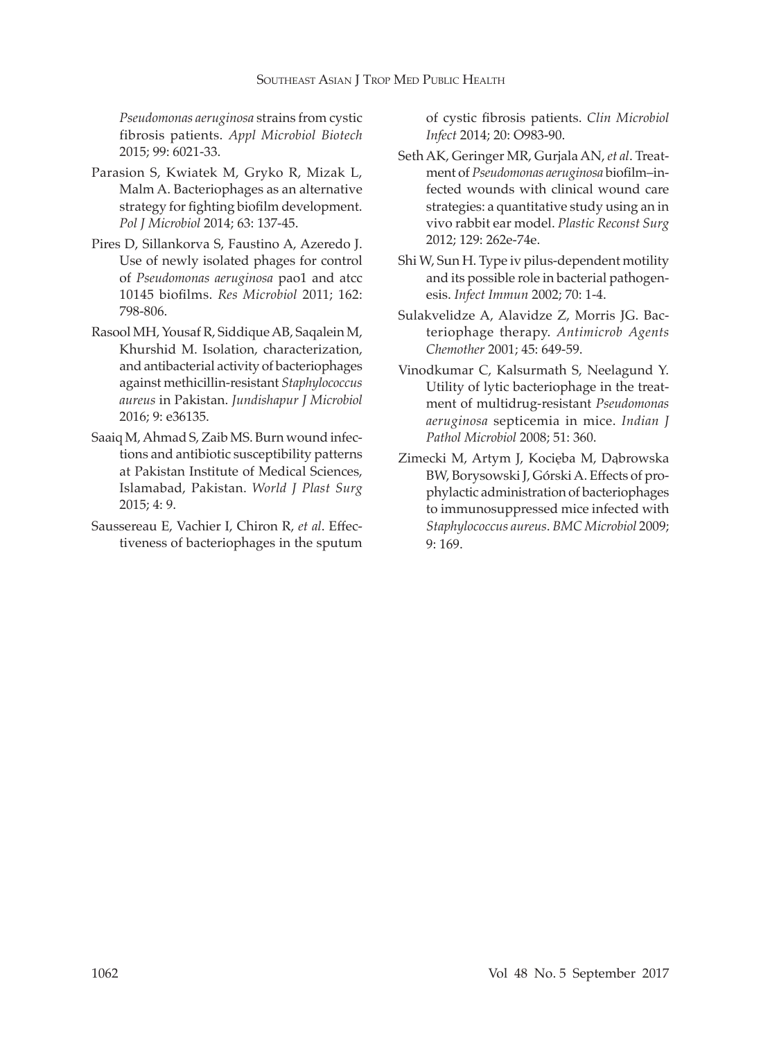*Pseudomonas aeruginosa* strains from cystic fibrosis patients. *Appl Microbiol Biotech* 2015; 99: 6021-33.

Parasion S, Kwiatek M, Gryko R, Mizak L, Malm A. Bacteriophages as an alternative strategy for fighting biofilm development. *Pol J Microbiol* 2014; 63: 137-45.

Pires D, Sillankorva S, Faustino A, Azeredo J. Use of newly isolated phages for control of *Pseudomonas aeruginosa* pao1 and atcc 10145 biofilms. *Res Microbiol* 2011; 162: 798-806.

Rasool MH, Yousaf R, Siddique AB, Saqalein M, Khurshid M. Isolation, characterization, and antibacterial activity of bacteriophages against methicillin-resistant *Staphylococcus aureus* in Pakistan. *Jundishapur J Microbiol* 2016; 9: e36135.

Saaiq M, Ahmad S, Zaib MS. Burn wound infections and antibiotic susceptibility patterns at Pakistan Institute of Medical Sciences, Islamabad, Pakistan. *World J Plast Surg* 2015; 4: 9.

Saussereau E, Vachier I, Chiron R, *et al*. Effectiveness of bacteriophages in the sputum of cystic fibrosis patients. *Clin Microbiol Infect* 2014; 20: O983-90.

Seth AK, Geringer MR, Gurjala AN, *et al*. Treatment of *Pseudomonas aeruginosa* biofilm–infected wounds with clinical wound care strategies: a quantitative study using an in vivo rabbit ear model. *Plastic Reconst Surg* 2012; 129: 262e-74e.

Shi W, Sun H. Type iv pilus-dependent motility and its possible role in bacterial pathogenesis. *Infect Immun* 2002; 70: 1-4.

Sulakvelidze A, Alavidze Z, Morris JG. Bacteriophage therapy. *Antimicrob Agents Chemother* 2001; 45: 649-59.

Vinodkumar C, Kalsurmath S, Neelagund Y. Utility of lytic bacteriophage in the treatment of multidrug-resistant *Pseudomonas aeruginosa* septicemia in mice. *Indian J Pathol Microbiol* 2008; 51: 360.

Zimecki M, Artym J, Kocięba M, Dąbrowska BW, Borysowski J, Górski A. Effects of prophylactic administration of bacteriophages to immunosuppressed mice infected with *Staphylococcus aureus*. *BMC Microbiol* 2009; 9: 169.